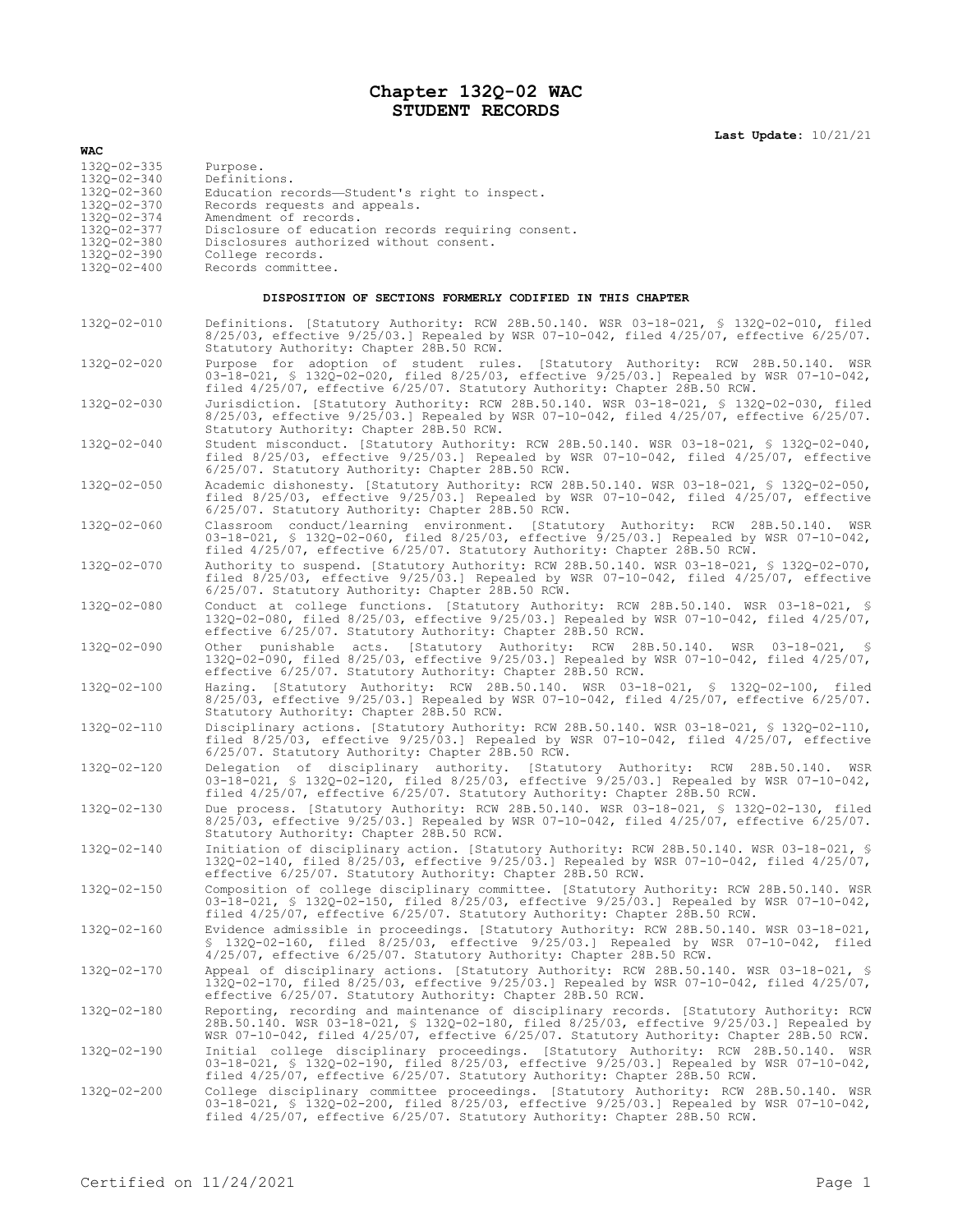# Chapter 132Q-02 WAC
# STUDENT RECORDS

**Last Update:** 10/21/21

**WAC**

| | |
|---|---|
| 132Q-02-335 | Purpose. |
| 132Q-02-340 | Definitions. |
| 132Q-02-360 | Education records—Student's right to inspect. |
| 132Q-02-370 | Records requests and appeals. |
| 132Q-02-374 | Amendment of records. |
| 132Q-02-377 | Disclosure of education records requiring consent. |
| 132Q-02-380 | Disclosures authorized without consent. |
| 132Q-02-390 | College records. |
| 132Q-02-400 | Records committee. |

**DISPOSITION OF SECTIONS FORMERLY CODIFIED IN THIS CHAPTER**

| | |
|---|---|
| 132Q-02-010 | Definitions. [Statutory Authority: RCW 28B.50.140. WSR 03-18-021, § 132Q-02-010, filed 8/25/03, effective 9/25/03.] Repealed by WSR 07-10-042, filed 4/25/07, effective 6/25/07. Statutory Authority: Chapter 28B.50 RCW. |
| 132Q-02-020 | Purpose for adoption of student rules. [Statutory Authority: RCW 28B.50.140. WSR 03-18-021, § 132Q-02-020, filed 8/25/03, effective 9/25/03.] Repealed by WSR 07-10-042, filed 4/25/07, effective 6/25/07. Statutory Authority: Chapter 28B.50 RCW. |
| 132Q-02-030 | Jurisdiction. [Statutory Authority: RCW 28B.50.140. WSR 03-18-021, § 132Q-02-030, filed 8/25/03, effective 9/25/03.] Repealed by WSR 07-10-042, filed 4/25/07, effective 6/25/07. Statutory Authority: Chapter 28B.50 RCW. |
| 132Q-02-040 | Student misconduct. [Statutory Authority: RCW 28B.50.140. WSR 03-18-021, § 132Q-02-040, filed 8/25/03, effective 9/25/03.] Repealed by WSR 07-10-042, filed 4/25/07, effective 6/25/07. Statutory Authority: Chapter 28B.50 RCW. |
| 132Q-02-050 | Academic dishonesty. [Statutory Authority: RCW 28B.50.140. WSR 03-18-021, § 132Q-02-050, filed 8/25/03, effective 9/25/03.] Repealed by WSR 07-10-042, filed 4/25/07, effective 6/25/07. Statutory Authority: Chapter 28B.50 RCW. |
| 132Q-02-060 | Classroom conduct/learning environment. [Statutory Authority: RCW 28B.50.140. WSR 03-18-021, § 132Q-02-060, filed 8/25/03, effective 9/25/03.] Repealed by WSR 07-10-042, filed 4/25/07, effective 6/25/07. Statutory Authority: Chapter 28B.50 RCW. |
| 132Q-02-070 | Authority to suspend. [Statutory Authority: RCW 28B.50.140. WSR 03-18-021, § 132Q-02-070, filed 8/25/03, effective 9/25/03.] Repealed by WSR 07-10-042, filed 4/25/07, effective 6/25/07. Statutory Authority: Chapter 28B.50 RCW. |
| 132Q-02-080 | Conduct at college functions. [Statutory Authority: RCW 28B.50.140. WSR 03-18-021, § 132Q-02-080, filed 8/25/03, effective 9/25/03.] Repealed by WSR 07-10-042, filed 4/25/07, effective 6/25/07. Statutory Authority: Chapter 28B.50 RCW. |
| 132Q-02-090 | Other punishable acts. [Statutory Authority: RCW 28B.50.140. WSR 03-18-021, § 132Q-02-090, filed 8/25/03, effective 9/25/03.] Repealed by WSR 07-10-042, filed 4/25/07, effective 6/25/07. Statutory Authority: Chapter 28B.50 RCW. |
| 132Q-02-100 | Hazing. [Statutory Authority: RCW 28B.50.140. WSR 03-18-021, § 132Q-02-100, filed 8/25/03, effective 9/25/03.] Repealed by WSR 07-10-042, filed 4/25/07, effective 6/25/07. Statutory Authority: Chapter 28B.50 RCW. |
| 132Q-02-110 | Disciplinary actions. [Statutory Authority: RCW 28B.50.140. WSR 03-18-021, § 132Q-02-110, filed 8/25/03, effective 9/25/03.] Repealed by WSR 07-10-042, filed 4/25/07, effective 6/25/07. Statutory Authority: Chapter 28B.50 RCW. |
| 132Q-02-120 | Delegation of disciplinary authority. [Statutory Authority: RCW 28B.50.140. WSR 03-18-021, § 132Q-02-120, filed 8/25/03, effective 9/25/03.] Repealed by WSR 07-10-042, filed 4/25/07, effective 6/25/07. Statutory Authority: Chapter 28B.50 RCW. |
| 132Q-02-130 | Due process. [Statutory Authority: RCW 28B.50.140. WSR 03-18-021, § 132Q-02-130, filed 8/25/03, effective 9/25/03.] Repealed by WSR 07-10-042, filed 4/25/07, effective 6/25/07. Statutory Authority: Chapter 28B.50 RCW. |
| 132Q-02-140 | Initiation of disciplinary action. [Statutory Authority: RCW 28B.50.140. WSR 03-18-021, § 132Q-02-140, filed 8/25/03, effective 9/25/03.] Repealed by WSR 07-10-042, filed 4/25/07, effective 6/25/07. Statutory Authority: Chapter 28B.50 RCW. |
| 132Q-02-150 | Composition of college disciplinary committee. [Statutory Authority: RCW 28B.50.140. WSR 03-18-021, § 132Q-02-150, filed 8/25/03, effective 9/25/03.] Repealed by WSR 07-10-042, filed 4/25/07, effective 6/25/07. Statutory Authority: Chapter 28B.50 RCW. |
| 132Q-02-160 | Evidence admissible in proceedings. [Statutory Authority: RCW 28B.50.140. WSR 03-18-021, § 132Q-02-160, filed 8/25/03, effective 9/25/03.] Repealed by WSR 07-10-042, filed 4/25/07, effective 6/25/07. Statutory Authority: Chapter 28B.50 RCW. |
| 132Q-02-170 | Appeal of disciplinary actions. [Statutory Authority: RCW 28B.50.140. WSR 03-18-021, § 132Q-02-170, filed 8/25/03, effective 9/25/03.] Repealed by WSR 07-10-042, filed 4/25/07, effective 6/25/07. Statutory Authority: Chapter 28B.50 RCW. |
| 132Q-02-180 | Reporting, recording and maintenance of disciplinary records. [Statutory Authority: RCW 28B.50.140. WSR 03-18-021, § 132Q-02-180, filed 8/25/03, effective 9/25/03.] Repealed by WSR 07-10-042, filed 4/25/07, effective 6/25/07. Statutory Authority: Chapter 28B.50 RCW. |
| 132Q-02-190 | Initial college disciplinary proceedings. [Statutory Authority: RCW 28B.50.140. WSR 03-18-021, § 132Q-02-190, filed 8/25/03, effective 9/25/03.] Repealed by WSR 07-10-042, filed 4/25/07, effective 6/25/07. Statutory Authority: Chapter 28B.50 RCW. |
| 132Q-02-200 | College disciplinary committee proceedings. [Statutory Authority: RCW 28B.50.140. WSR 03-18-021, § 132Q-02-200, filed 8/25/03, effective 9/25/03.] Repealed by WSR 07-10-042, filed 4/25/07, effective 6/25/07. Statutory Authority: Chapter 28B.50 RCW. |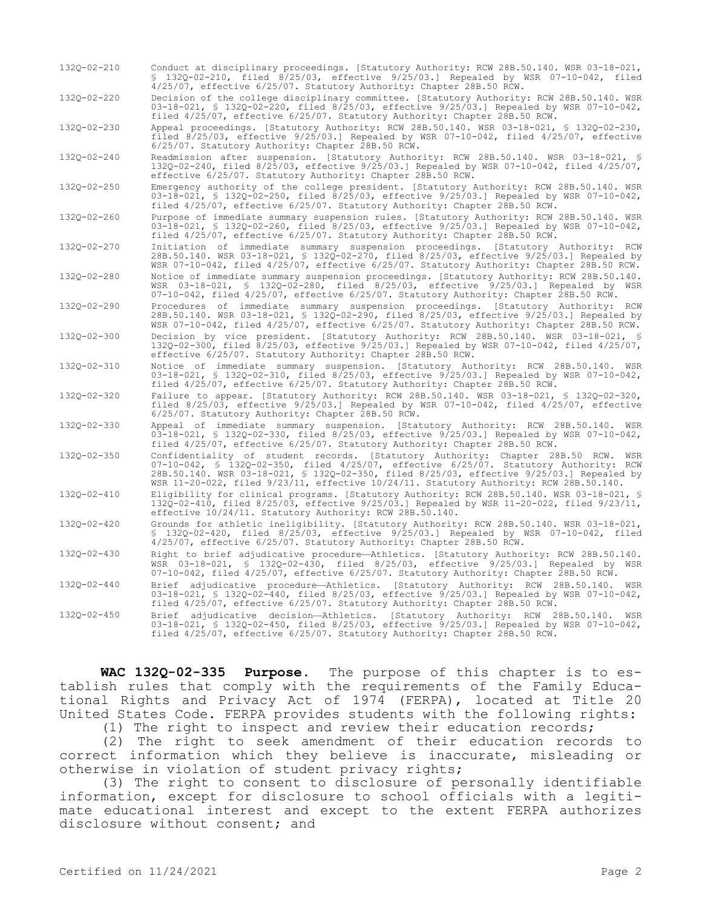| | |
|---|---|
| 132Q-02-210 | Conduct at disciplinary proceedings. [Statutory Authority: RCW 28B.50.140. WSR 03-18-021, § 132Q-02-210, filed 8/25/03, effective 9/25/03.] Repealed by WSR 07-10-042, filed 4/25/07, effective 6/25/07. Statutory Authority: Chapter 28B.50 RCW. |
| 132Q-02-220 | Decision of the college disciplinary committee. [Statutory Authority: RCW 28B.50.140. WSR 03-18-021, § 132Q-02-220, filed 8/25/03, effective 9/25/03.] Repealed by WSR 07-10-042, filed 4/25/07, effective 6/25/07. Statutory Authority: Chapter 28B.50 RCW. |
| 132Q-02-230 | Appeal proceedings. [Statutory Authority: RCW 28B.50.140. WSR 03-18-021, § 132Q-02-230, filed 8/25/03, effective 9/25/03.] Repealed by WSR 07-10-042, filed 4/25/07, effective 6/25/07. Statutory Authority: Chapter 28B.50 RCW. |
| 132Q-02-240 | Readmission after suspension. [Statutory Authority: RCW 28B.50.140. WSR 03-18-021, § 132Q-02-240, filed 8/25/03, effective 9/25/03.] Repealed by WSR 07-10-042, filed 4/25/07, effective 6/25/07. Statutory Authority: Chapter 28B.50 RCW. |
| 132Q-02-250 | Emergency authority of the college president. [Statutory Authority: RCW 28B.50.140. WSR 03-18-021, § 132Q-02-250, filed 8/25/03, effective 9/25/03.] Repealed by WSR 07-10-042, filed 4/25/07, effective 6/25/07. Statutory Authority: Chapter 28B.50 RCW. |
| 132Q-02-260 | Purpose of immediate summary suspension rules. [Statutory Authority: RCW 28B.50.140. WSR 03-18-021, § 132Q-02-260, filed 8/25/03, effective 9/25/03.] Repealed by WSR 07-10-042, filed 4/25/07, effective 6/25/07. Statutory Authority: Chapter 28B.50 RCW. |
| 132Q-02-270 | Initiation of immediate summary suspension proceedings. [Statutory Authority: RCW 28B.50.140. WSR 03-18-021, § 132Q-02-270, filed 8/25/03, effective 9/25/03.] Repealed by WSR 07-10-042, filed 4/25/07, effective 6/25/07. Statutory Authority: Chapter 28B.50 RCW. |
| 132Q-02-280 | Notice of immediate summary suspension proceedings. [Statutory Authority: RCW 28B.50.140. WSR 03-18-021, § 132Q-02-280, filed 8/25/03, effective 9/25/03.] Repealed by WSR 07-10-042, filed 4/25/07, effective 6/25/07. Statutory Authority: Chapter 28B.50 RCW. |
| 132Q-02-290 | Procedures of immediate summary suspension proceedings. [Statutory Authority: RCW 28B.50.140. WSR 03-18-021, § 132Q-02-290, filed 8/25/03, effective 9/25/03.] Repealed by WSR 07-10-042, filed 4/25/07, effective 6/25/07. Statutory Authority: Chapter 28B.50 RCW. |
| 132Q-02-300 | Decision by vice president. [Statutory Authority: RCW 28B.50.140. WSR 03-18-021, § 132Q-02-300, filed 8/25/03, effective 9/25/03.] Repealed by WSR 07-10-042, filed 4/25/07, effective 6/25/07. Statutory Authority: Chapter 28B.50 RCW. |
| 132Q-02-310 | Notice of immediate summary suspension. [Statutory Authority: RCW 28B.50.140. WSR 03-18-021, § 132Q-02-310, filed 8/25/03, effective 9/25/03.] Repealed by WSR 07-10-042, filed 4/25/07, effective 6/25/07. Statutory Authority: Chapter 28B.50 RCW. |
| 132Q-02-320 | Failure to appear. [Statutory Authority: RCW 28B.50.140. WSR 03-18-021, § 132Q-02-320, filed 8/25/03, effective 9/25/03.] Repealed by WSR 07-10-042, filed 4/25/07, effective 6/25/07. Statutory Authority: Chapter 28B.50 RCW. |
| 132Q-02-330 | Appeal of immediate summary suspension. [Statutory Authority: RCW 28B.50.140. WSR 03-18-021, § 132Q-02-330, filed 8/25/03, effective 9/25/03.] Repealed by WSR 07-10-042, filed 4/25/07, effective 6/25/07. Statutory Authority: Chapter 28B.50 RCW. |
| 132Q-02-350 | Confidentiality of student records. [Statutory Authority: Chapter 28B.50 RCW. WSR 07-10-042, § 132Q-02-350, filed 4/25/07, effective 6/25/07. Statutory Authority: RCW 28B.50.140. WSR 03-18-021, § 132Q-02-350, filed 8/25/03, effective 9/25/03.] Repealed by WSR 11-20-022, filed 9/23/11, effective 10/24/11. Statutory Authority: RCW 28B.50.140. |
| 132Q-02-410 | Eligibility for clinical programs. [Statutory Authority: RCW 28B.50.140. WSR 03-18-021, § 132Q-02-410, filed 8/25/03, effective 9/25/03.] Repealed by WSR 11-20-022, filed 9/23/11, effective 10/24/11. Statutory Authority: RCW 28B.50.140. |
| 132Q-02-420 | Grounds for athletic ineligibility. [Statutory Authority: RCW 28B.50.140. WSR 03-18-021, § 132Q-02-420, filed 8/25/03, effective 9/25/03.] Repealed by WSR 07-10-042, filed 4/25/07, effective 6/25/07. Statutory Authority: Chapter 28B.50 RCW. |
| 132Q-02-430 | Right to brief adjudicative procedure—Athletics. [Statutory Authority: RCW 28B.50.140. WSR 03-18-021, § 132Q-02-430, filed 8/25/03, effective 9/25/03.] Repealed by WSR 07-10-042, filed 4/25/07, effective 6/25/07. Statutory Authority: Chapter 28B.50 RCW. |
| 132Q-02-440 | Brief adjudicative procedure—Athletics. [Statutory Authority: RCW 28B.50.140. WSR 03-18-021, § 132Q-02-440, filed 8/25/03, effective 9/25/03.] Repealed by WSR 07-10-042, filed 4/25/07, effective 6/25/07. Statutory Authority: Chapter 28B.50 RCW. |
| 132Q-02-450 | Brief adjudicative decision—Athletics. [Statutory Authority: RCW 28B.50.140. WSR 03-18-021, § 132Q-02-450, filed 8/25/03, effective 9/25/03.] Repealed by WSR 07-10-042, filed 4/25/07, effective 6/25/07. Statutory Authority: Chapter 28B.50 RCW. |

**WAC 132Q-02-335 Purpose.** The purpose of this chapter is to establish rules that comply with the requirements of the Family Educational Rights and Privacy Act of 1974 (FERPA), located at Title 20 United States Code. FERPA provides students with the following rights:

(1) The right to inspect and review their education records;

(2) The right to seek amendment of their education records to correct information which they believe is inaccurate, misleading or otherwise in violation of student privacy rights;

(3) The right to consent to disclosure of personally identifiable information, except for disclosure to school officials with a legitimate educational interest and except to the extent FERPA authorizes disclosure without consent; and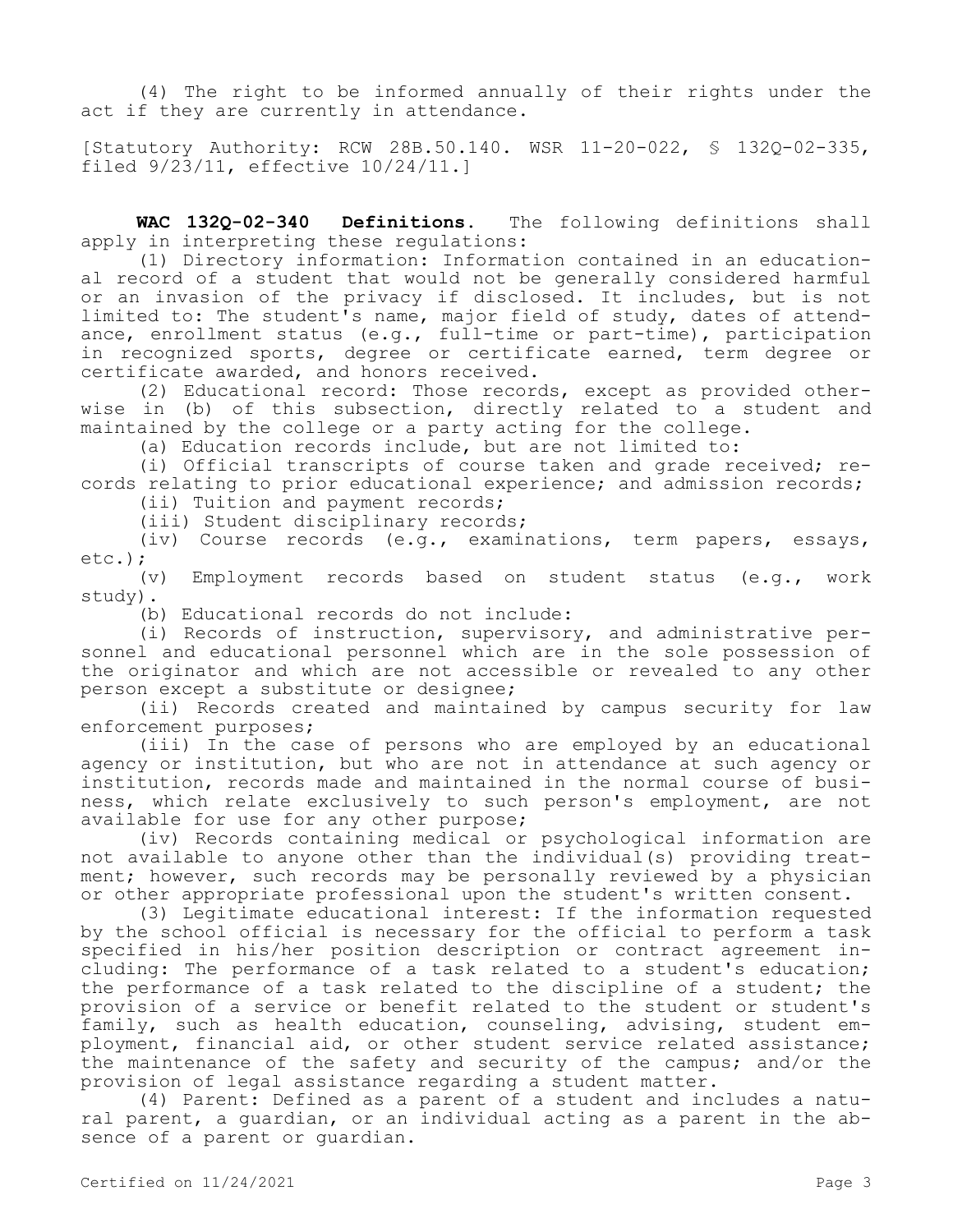(4) The right to be informed annually of their rights under the act if they are currently in attendance.

[Statutory Authority: RCW 28B.50.140. WSR 11-20-022, § 132Q-02-335, filed 9/23/11, effective 10/24/11.]

**WAC 132Q-02-340 Definitions.** The following definitions shall apply in interpreting these regulations:

(1) Directory information: Information contained in an educational record of a student that would not be generally considered harmful or an invasion of the privacy if disclosed. It includes, but is not limited to: The student's name, major field of study, dates of attendance, enrollment status (e.g., full-time or part-time), participation in recognized sports, degree or certificate earned, term degree or certificate awarded, and honors received.

(2) Educational record: Those records, except as provided otherwise in (b) of this subsection, directly related to a student and maintained by the college or a party acting for the college.

(a) Education records include, but are not limited to:

(i) Official transcripts of course taken and grade received; records relating to prior educational experience; and admission records;

(ii) Tuition and payment records;

(iii) Student disciplinary records;

(iv) Course records (e.g., examinations, term papers, essays, etc.);

(v) Employment records based on student status (e.g., work study).

(b) Educational records do not include:

(i) Records of instruction, supervisory, and administrative personnel and educational personnel which are in the sole possession of the originator and which are not accessible or revealed to any other person except a substitute or designee;

(ii) Records created and maintained by campus security for law enforcement purposes;

(iii) In the case of persons who are employed by an educational agency or institution, but who are not in attendance at such agency or institution, records made and maintained in the normal course of business, which relate exclusively to such person's employment, are not available for use for any other purpose;

(iv) Records containing medical or psychological information are not available to anyone other than the individual(s) providing treatment; however, such records may be personally reviewed by a physician or other appropriate professional upon the student's written consent.

(3) Legitimate educational interest: If the information requested by the school official is necessary for the official to perform a task specified in his/her position description or contract agreement including: The performance of a task related to a student's education; the performance of a task related to the discipline of a student; the provision of a service or benefit related to the student or student's family, such as health education, counseling, advising, student employment, financial aid, or other student service related assistance; the maintenance of the safety and security of the campus; and/or the provision of legal assistance regarding a student matter.

(4) Parent: Defined as a parent of a student and includes a natural parent, a guardian, or an individual acting as a parent in the absence of a parent or guardian.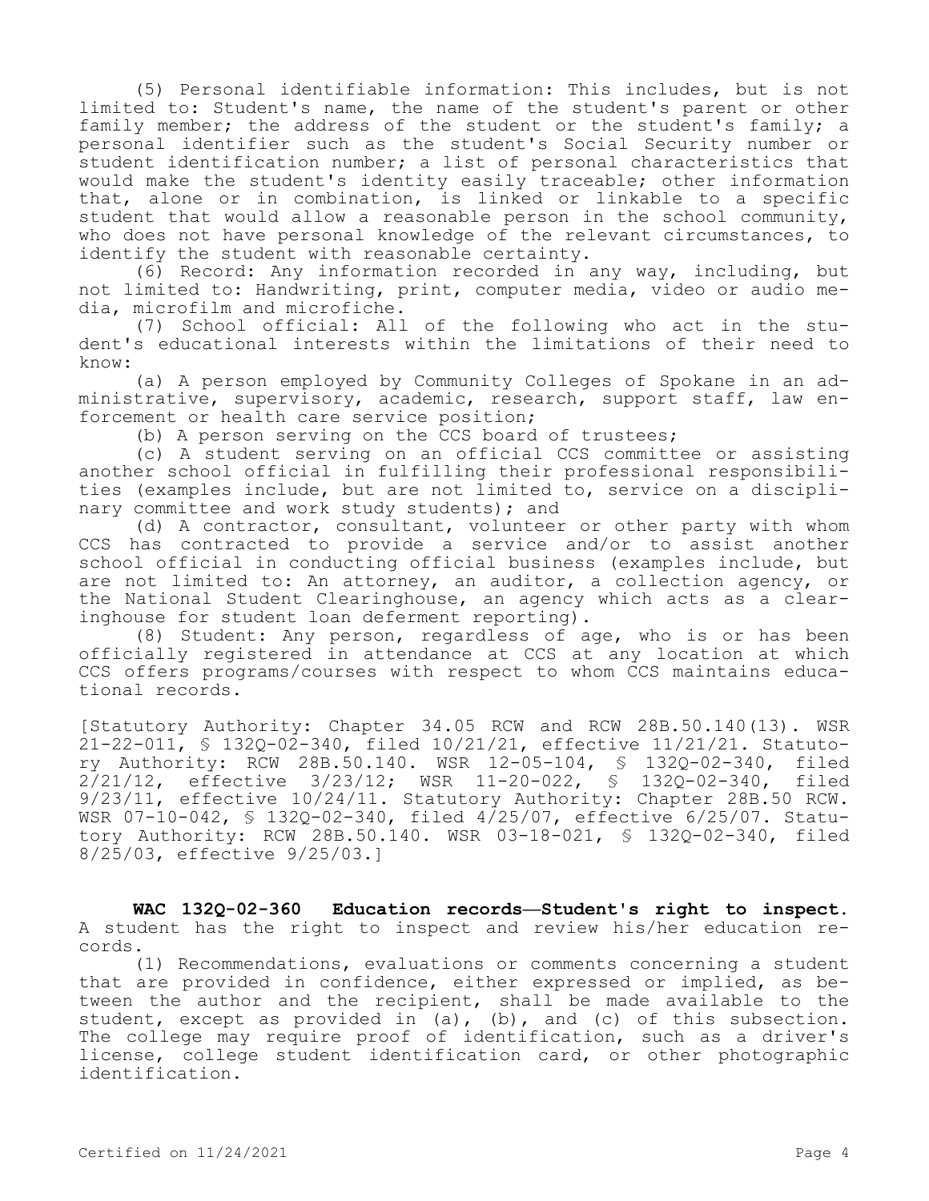(5) Personal identifiable information: This includes, but is not limited to: Student's name, the name of the student's parent or other family member; the address of the student or the student's family; a personal identifier such as the student's Social Security number or student identification number; a list of personal characteristics that would make the student's identity easily traceable; other information that, alone or in combination, is linked or linkable to a specific student that would allow a reasonable person in the school community, who does not have personal knowledge of the relevant circumstances, to identify the student with reasonable certainty.

(6) Record: Any information recorded in any way, including, but not limited to: Handwriting, print, computer media, video or audio media, microfilm and microfiche.

(7) School official: All of the following who act in the student's educational interests within the limitations of their need to know:

(a) A person employed by Community Colleges of Spokane in an administrative, supervisory, academic, research, support staff, law enforcement or health care service position;

(b) A person serving on the CCS board of trustees;

(c) A student serving on an official CCS committee or assisting another school official in fulfilling their professional responsibilities (examples include, but are not limited to, service on a disciplinary committee and work study students); and

(d) A contractor, consultant, volunteer or other party with whom CCS has contracted to provide a service and/or to assist another school official in conducting official business (examples include, but are not limited to: An attorney, an auditor, a collection agency, or the National Student Clearinghouse, an agency which acts as a clearinghouse for student loan deferment reporting).

(8) Student: Any person, regardless of age, who is or has been officially registered in attendance at CCS at any location at which CCS offers programs/courses with respect to whom CCS maintains educational records.

[Statutory Authority: Chapter 34.05 RCW and RCW 28B.50.140(13). WSR 21-22-011, § 132Q-02-340, filed 10/21/21, effective 11/21/21. Statutory Authority: RCW 28B.50.140. WSR 12-05-104, § 132Q-02-340, filed 2/21/12, effective 3/23/12; WSR 11-20-022, § 132Q-02-340, filed 9/23/11, effective 10/24/11. Statutory Authority: Chapter 28B.50 RCW. WSR 07-10-042, § 132Q-02-340, filed 4/25/07, effective 6/25/07. Statutory Authority: RCW 28B.50.140. WSR 03-18-021, § 132Q-02-340, filed 8/25/03, effective 9/25/03.]

**WAC 132Q-02-360 Education records—Student's right to inspect.** A student has the right to inspect and review his/her education records.

(1) Recommendations, evaluations or comments concerning a student that are provided in confidence, either expressed or implied, as between the author and the recipient, shall be made available to the student, except as provided in (a), (b), and (c) of this subsection. The college may require proof of identification, such as a driver's license, college student identification card, or other photographic identification.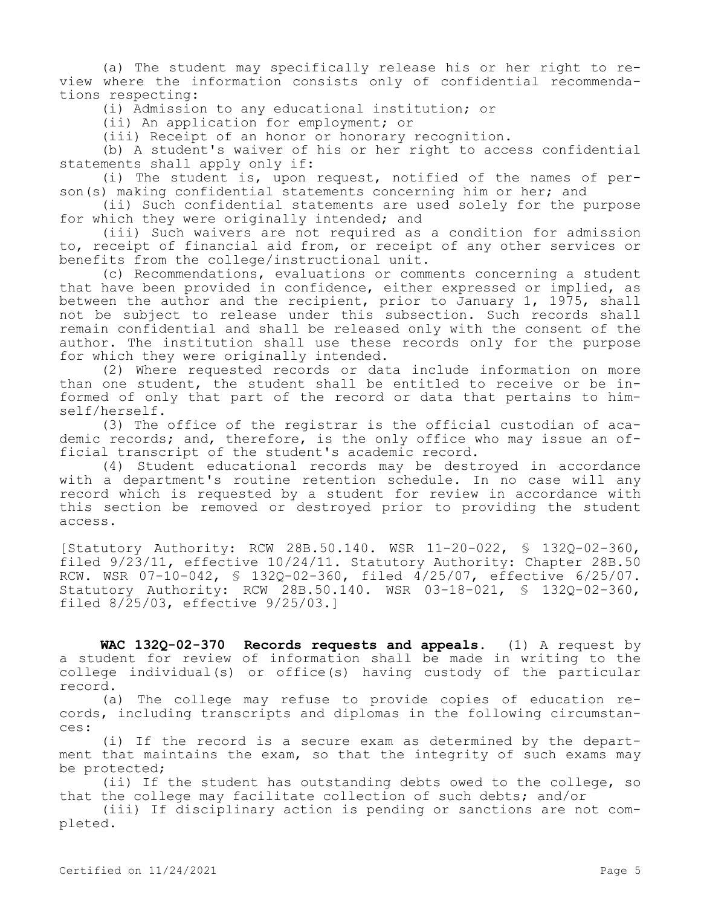(a) The student may specifically release his or her right to review where the information consists only of confidential recommendations respecting:

(i) Admission to any educational institution; or

(ii) An application for employment; or

(iii) Receipt of an honor or honorary recognition.

(b) A student's waiver of his or her right to access confidential statements shall apply only if:

(i) The student is, upon request, notified of the names of person(s) making confidential statements concerning him or her; and

(ii) Such confidential statements are used solely for the purpose for which they were originally intended; and

(iii) Such waivers are not required as a condition for admission to, receipt of financial aid from, or receipt of any other services or benefits from the college/instructional unit.

(c) Recommendations, evaluations or comments concerning a student that have been provided in confidence, either expressed or implied, as between the author and the recipient, prior to January 1, 1975, shall not be subject to release under this subsection. Such records shall remain confidential and shall be released only with the consent of the author. The institution shall use these records only for the purpose for which they were originally intended.

(2) Where requested records or data include information on more than one student, the student shall be entitled to receive or be informed of only that part of the record or data that pertains to himself/herself.

(3) The office of the registrar is the official custodian of academic records; and, therefore, is the only office who may issue an official transcript of the student's academic record.

(4) Student educational records may be destroyed in accordance with a department's routine retention schedule. In no case will any record which is requested by a student for review in accordance with this section be removed or destroyed prior to providing the student access.

[Statutory Authority: RCW 28B.50.140. WSR 11-20-022, § 132Q-02-360, filed 9/23/11, effective 10/24/11. Statutory Authority: Chapter 28B.50 RCW. WSR 07-10-042, § 132Q-02-360, filed 4/25/07, effective 6/25/07. Statutory Authority: RCW 28B.50.140. WSR 03-18-021, § 132Q-02-360, filed 8/25/03, effective 9/25/03.]

**WAC 132Q-02-370 Records requests and appeals.** (1) A request by a student for review of information shall be made in writing to the college individual(s) or office(s) having custody of the particular record.

(a) The college may refuse to provide copies of education records, including transcripts and diplomas in the following circumstances:

(i) If the record is a secure exam as determined by the department that maintains the exam, so that the integrity of such exams may be protected;

(ii) If the student has outstanding debts owed to the college, so that the college may facilitate collection of such debts; and/or

(iii) If disciplinary action is pending or sanctions are not completed.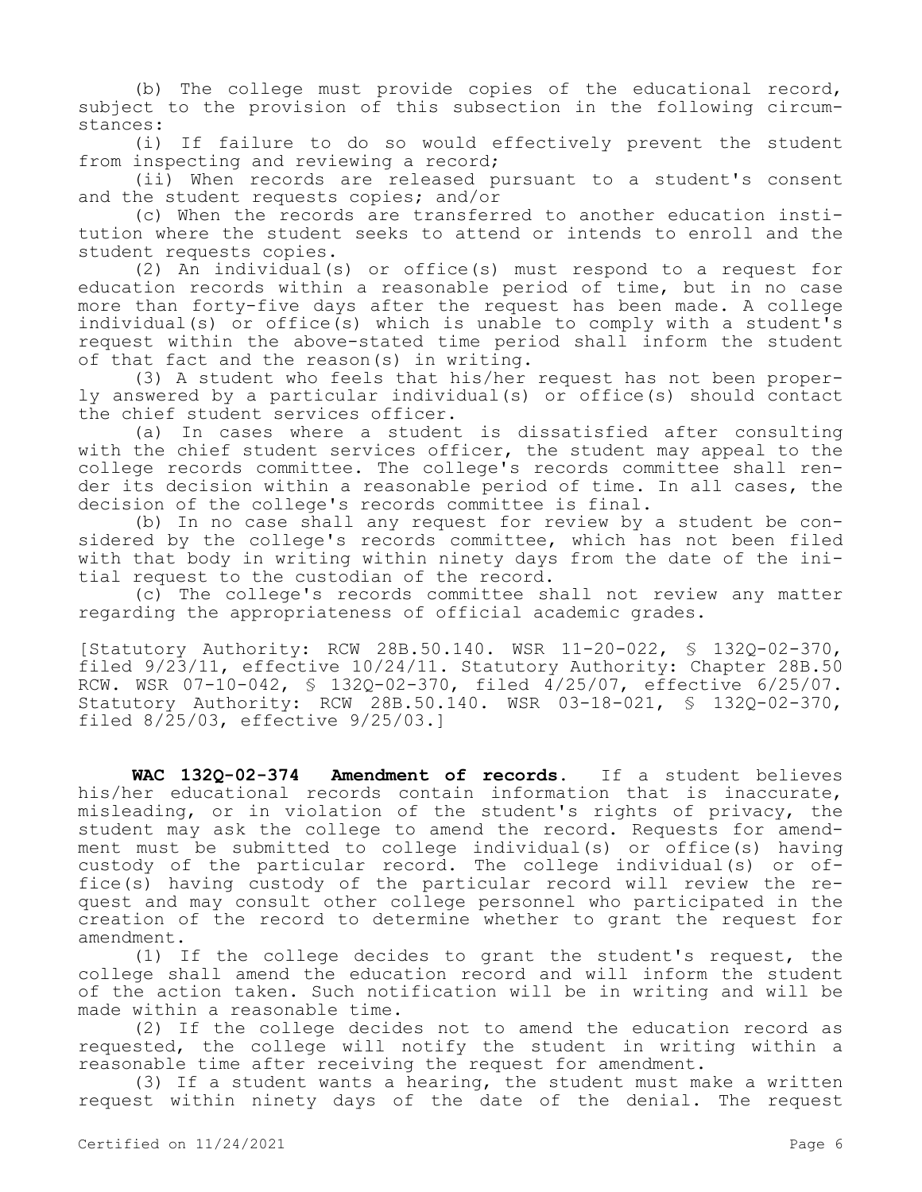(b) The college must provide copies of the educational record, subject to the provision of this subsection in the following circumstances:

(i) If failure to do so would effectively prevent the student from inspecting and reviewing a record;

(ii) When records are released pursuant to a student's consent and the student requests copies; and/or

(c) When the records are transferred to another education institution where the student seeks to attend or intends to enroll and the student requests copies.

(2) An individual(s) or office(s) must respond to a request for education records within a reasonable period of time, but in no case more than forty-five days after the request has been made. A college individual(s) or office(s) which is unable to comply with a student's request within the above-stated time period shall inform the student of that fact and the reason(s) in writing.

(3) A student who feels that his/her request has not been properly answered by a particular individual(s) or office(s) should contact the chief student services officer.

(a) In cases where a student is dissatisfied after consulting with the chief student services officer, the student may appeal to the college records committee. The college's records committee shall render its decision within a reasonable period of time. In all cases, the decision of the college's records committee is final.

(b) In no case shall any request for review by a student be considered by the college's records committee, which has not been filed with that body in writing within ninety days from the date of the initial request to the custodian of the record.

(c) The college's records committee shall not review any matter regarding the appropriateness of official academic grades.

[Statutory Authority: RCW 28B.50.140. WSR 11-20-022, § 132Q-02-370, filed 9/23/11, effective 10/24/11. Statutory Authority: Chapter 28B.50 RCW. WSR 07-10-042, § 132Q-02-370, filed 4/25/07, effective 6/25/07. Statutory Authority: RCW 28B.50.140. WSR 03-18-021, § 132Q-02-370, filed 8/25/03, effective 9/25/03.]

**WAC 132Q-02-374 Amendment of records.** If a student believes his/her educational records contain information that is inaccurate, misleading, or in violation of the student's rights of privacy, the student may ask the college to amend the record. Requests for amendment must be submitted to college individual(s) or office(s) having custody of the particular record. The college individual(s) or office(s) having custody of the particular record will review the request and may consult other college personnel who participated in the creation of the record to determine whether to grant the request for amendment.

(1) If the college decides to grant the student's request, the college shall amend the education record and will inform the student of the action taken. Such notification will be in writing and will be made within a reasonable time.

(2) If the college decides not to amend the education record as requested, the college will notify the student in writing within a reasonable time after receiving the request for amendment.

(3) If a student wants a hearing, the student must make a written request within ninety days of the date of the denial. The request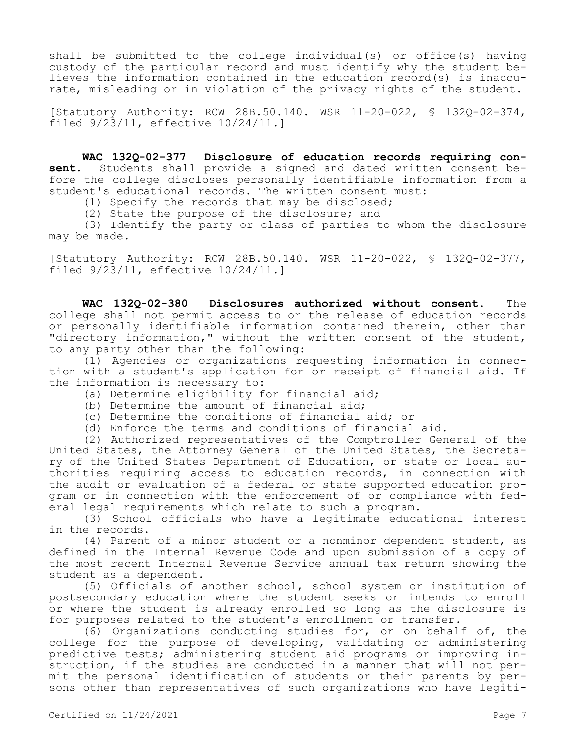shall be submitted to the college individual(s) or office(s) having custody of the particular record and must identify why the student believes the information contained in the education record(s) is inaccurate, misleading or in violation of the privacy rights of the student.

[Statutory Authority: RCW 28B.50.140. WSR 11-20-022, § 132Q-02-374, filed 9/23/11, effective 10/24/11.]

**WAC 132Q-02-377 Disclosure of education records requiring consent.** Students shall provide a signed and dated written consent before the college discloses personally identifiable information from a student's educational records. The written consent must:

(1) Specify the records that may be disclosed;

(2) State the purpose of the disclosure; and

(3) Identify the party or class of parties to whom the disclosure may be made.

[Statutory Authority: RCW 28B.50.140. WSR 11-20-022, § 132Q-02-377, filed 9/23/11, effective 10/24/11.]

**WAC 132Q-02-380 Disclosures authorized without consent.** The college shall not permit access to or the release of education records or personally identifiable information contained therein, other than "directory information," without the written consent of the student, to any party other than the following:

(1) Agencies or organizations requesting information in connection with a student's application for or receipt of financial aid. If the information is necessary to:

(a) Determine eligibility for financial aid;

(b) Determine the amount of financial aid;

(c) Determine the conditions of financial aid; or

(d) Enforce the terms and conditions of financial aid.

(2) Authorized representatives of the Comptroller General of the United States, the Attorney General of the United States, the Secretary of the United States Department of Education, or state or local authorities requiring access to education records, in connection with the audit or evaluation of a federal or state supported education program or in connection with the enforcement of or compliance with federal legal requirements which relate to such a program.

(3) School officials who have a legitimate educational interest in the records.

(4) Parent of a minor student or a nonminor dependent student, as defined in the Internal Revenue Code and upon submission of a copy of the most recent Internal Revenue Service annual tax return showing the student as a dependent.

(5) Officials of another school, school system or institution of postsecondary education where the student seeks or intends to enroll or where the student is already enrolled so long as the disclosure is for purposes related to the student's enrollment or transfer.

(6) Organizations conducting studies for, or on behalf of, the college for the purpose of developing, validating or administering predictive tests; administering student aid programs or improving instruction, if the studies are conducted in a manner that will not permit the personal identification of students or their parents by persons other than representatives of such organizations who have legiti-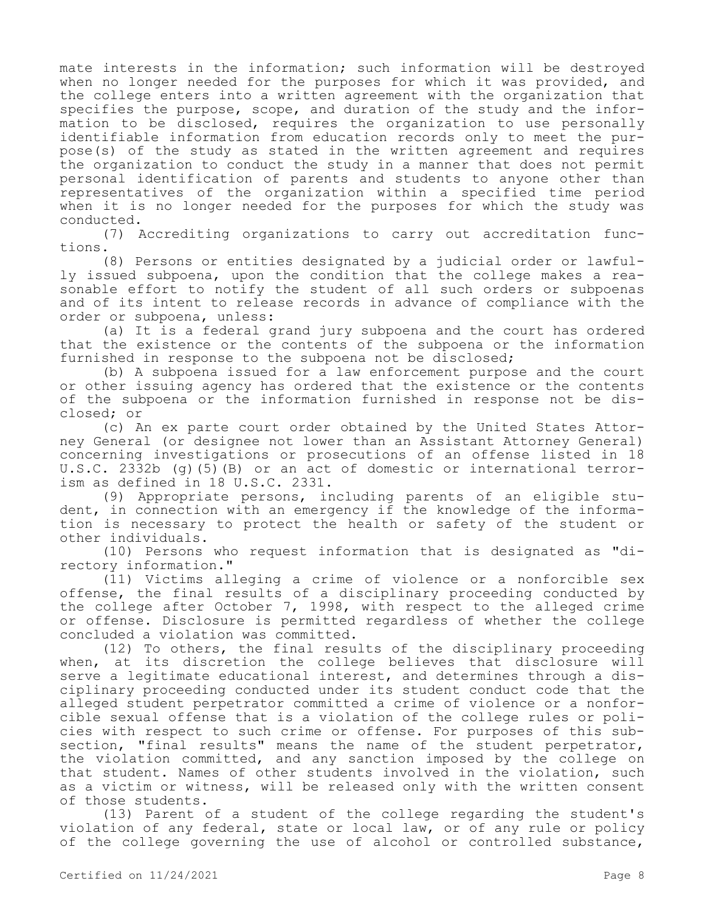mate interests in the information; such information will be destroyed when no longer needed for the purposes for which it was provided, and the college enters into a written agreement with the organization that specifies the purpose, scope, and duration of the study and the information to be disclosed, requires the organization to use personally identifiable information from education records only to meet the purpose(s) of the study as stated in the written agreement and requires the organization to conduct the study in a manner that does not permit personal identification of parents and students to anyone other than representatives of the organization within a specified time period when it is no longer needed for the purposes for which the study was conducted.

(7) Accrediting organizations to carry out accreditation functions.

(8) Persons or entities designated by a judicial order or lawfully issued subpoena, upon the condition that the college makes a reasonable effort to notify the student of all such orders or subpoenas and of its intent to release records in advance of compliance with the order or subpoena, unless:

(a) It is a federal grand jury subpoena and the court has ordered that the existence or the contents of the subpoena or the information furnished in response to the subpoena not be disclosed;

(b) A subpoena issued for a law enforcement purpose and the court or other issuing agency has ordered that the existence or the contents of the subpoena or the information furnished in response not be disclosed; or

(c) An ex parte court order obtained by the United States Attorney General (or designee not lower than an Assistant Attorney General) concerning investigations or prosecutions of an offense listed in 18 U.S.C. 2332b (g)(5)(B) or an act of domestic or international terrorism as defined in 18 U.S.C. 2331.

(9) Appropriate persons, including parents of an eligible student, in connection with an emergency if the knowledge of the information is necessary to protect the health or safety of the student or other individuals.

(10) Persons who request information that is designated as "directory information."

(11) Victims alleging a crime of violence or a nonforcible sex offense, the final results of a disciplinary proceeding conducted by the college after October 7, 1998, with respect to the alleged crime or offense. Disclosure is permitted regardless of whether the college concluded a violation was committed.

(12) To others, the final results of the disciplinary proceeding when, at its discretion the college believes that disclosure will serve a legitimate educational interest, and determines through a disciplinary proceeding conducted under its student conduct code that the alleged student perpetrator committed a crime of violence or a nonforcible sexual offense that is a violation of the college rules or policies with respect to such crime or offense. For purposes of this subsection, "final results" means the name of the student perpetrator, the violation committed, and any sanction imposed by the college on that student. Names of other students involved in the violation, such as a victim or witness, will be released only with the written consent of those students.

(13) Parent of a student of the college regarding the student's violation of any federal, state or local law, or of any rule or policy of the college governing the use of alcohol or controlled substance,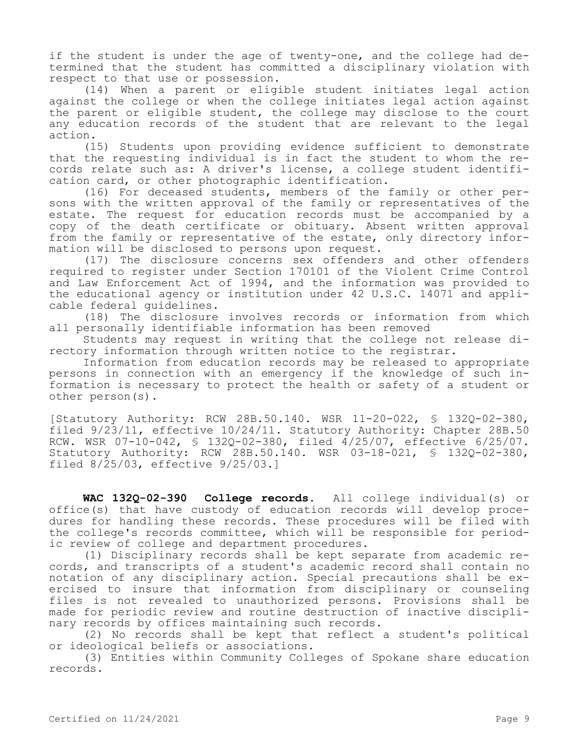if the student is under the age of twenty-one, and the college had determined that the student has committed a disciplinary violation with respect to that use or possession.

(14) When a parent or eligible student initiates legal action against the college or when the college initiates legal action against the parent or eligible student, the college may disclose to the court any education records of the student that are relevant to the legal action.

(15) Students upon providing evidence sufficient to demonstrate that the requesting individual is in fact the student to whom the records relate such as: A driver's license, a college student identification card, or other photographic identification.

(16) For deceased students, members of the family or other persons with the written approval of the family or representatives of the estate. The request for education records must be accompanied by a copy of the death certificate or obituary. Absent written approval from the family or representative of the estate, only directory information will be disclosed to persons upon request.

(17) The disclosure concerns sex offenders and other offenders required to register under Section 170101 of the Violent Crime Control and Law Enforcement Act of 1994, and the information was provided to the educational agency or institution under 42 U.S.C. 14071 and applicable federal guidelines.

(18) The disclosure involves records or information from which all personally identifiable information has been removed

Students may request in writing that the college not release directory information through written notice to the registrar.

Information from education records may be released to appropriate persons in connection with an emergency if the knowledge of such information is necessary to protect the health or safety of a student or other person(s).

[Statutory Authority: RCW 28B.50.140. WSR 11-20-022, § 132Q-02-380, filed 9/23/11, effective 10/24/11. Statutory Authority: Chapter 28B.50 RCW. WSR 07-10-042, § 132Q-02-380, filed 4/25/07, effective 6/25/07. Statutory Authority: RCW 28B.50.140. WSR 03-18-021, § 132Q-02-380, filed 8/25/03, effective 9/25/03.]

**WAC 132Q-02-390 College records.** All college individual(s) or office(s) that have custody of education records will develop procedures for handling these records. These procedures will be filed with the college's records committee, which will be responsible for periodic review of college and department procedures.

(1) Disciplinary records shall be kept separate from academic records, and transcripts of a student's academic record shall contain no notation of any disciplinary action. Special precautions shall be exercised to insure that information from disciplinary or counseling files is not revealed to unauthorized persons. Provisions shall be made for periodic review and routine destruction of inactive disciplinary records by offices maintaining such records.

(2) No records shall be kept that reflect a student's political or ideological beliefs or associations.

(3) Entities within Community Colleges of Spokane share education records.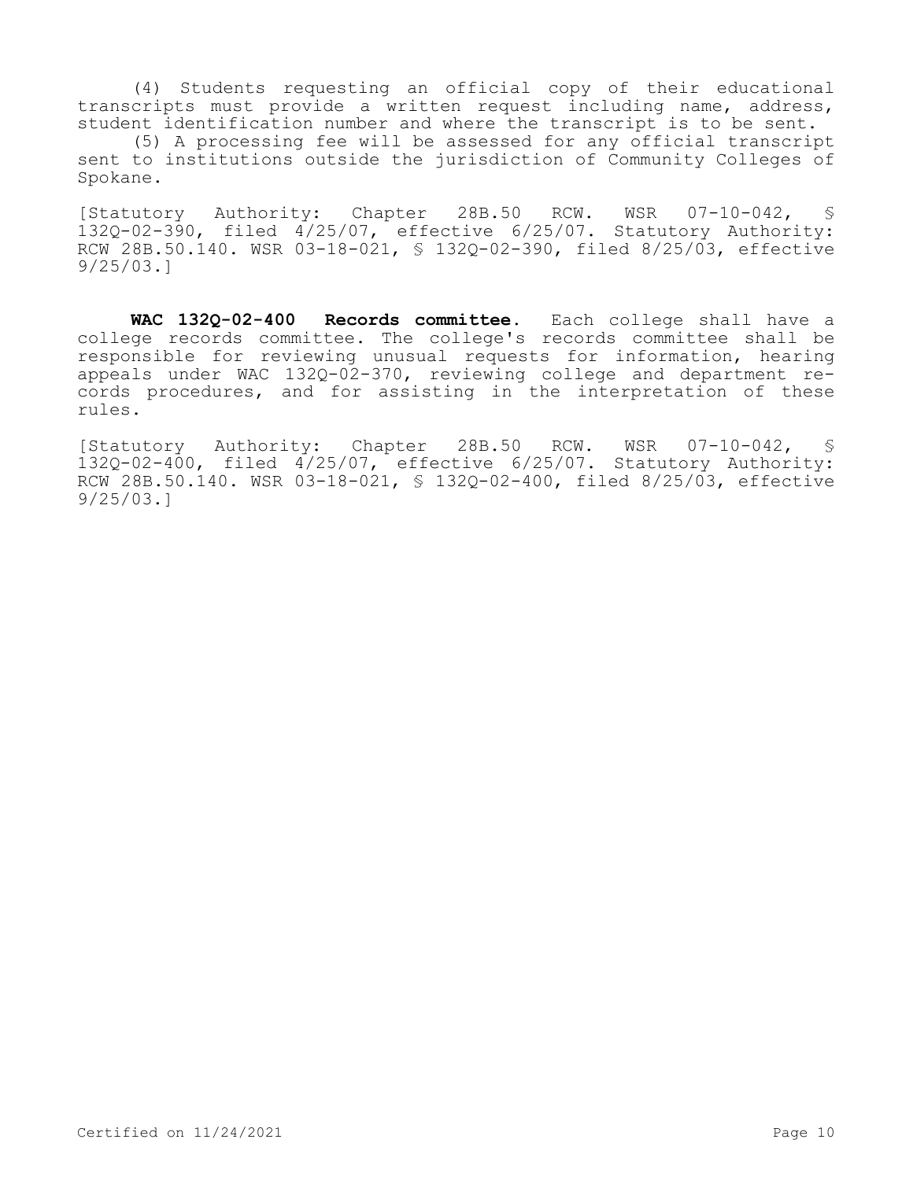(4) Students requesting an official copy of their educational transcripts must provide a written request including name, address, student identification number and where the transcript is to be sent.

(5) A processing fee will be assessed for any official transcript sent to institutions outside the jurisdiction of Community Colleges of Spokane.

[Statutory Authority: Chapter 28B.50 RCW. WSR 07-10-042, § 132Q-02-390, filed 4/25/07, effective 6/25/07. Statutory Authority: RCW 28B.50.140. WSR 03-18-021, § 132Q-02-390, filed 8/25/03, effective 9/25/03.]

**WAC 132Q-02-400 Records committee.** Each college shall have a college records committee. The college's records committee shall be responsible for reviewing unusual requests for information, hearing appeals under WAC 132Q-02-370, reviewing college and department records procedures, and for assisting in the interpretation of these rules.

[Statutory Authority: Chapter 28B.50 RCW. WSR 07-10-042, § 132Q-02-400, filed 4/25/07, effective 6/25/07. Statutory Authority: RCW 28B.50.140. WSR 03-18-021, § 132Q-02-400, filed 8/25/03, effective 9/25/03.]